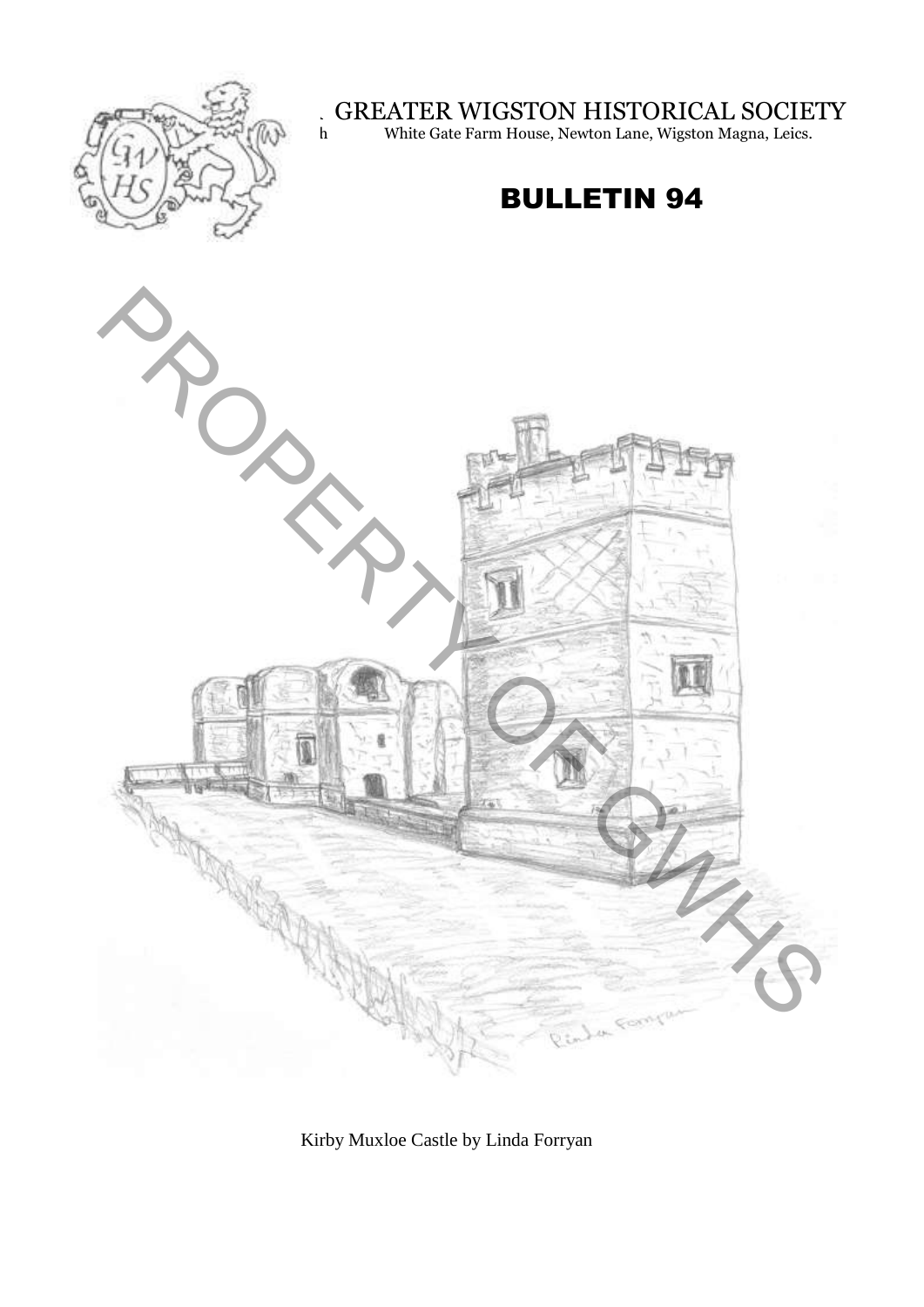GREATER WIGSTON HISTORICAL SOCIETY

White Gate Farm House, Newton Lane, Wigston Magna, Leics.

# BULLETIN 94

Kirby Muxloe Castle by Linda Forryan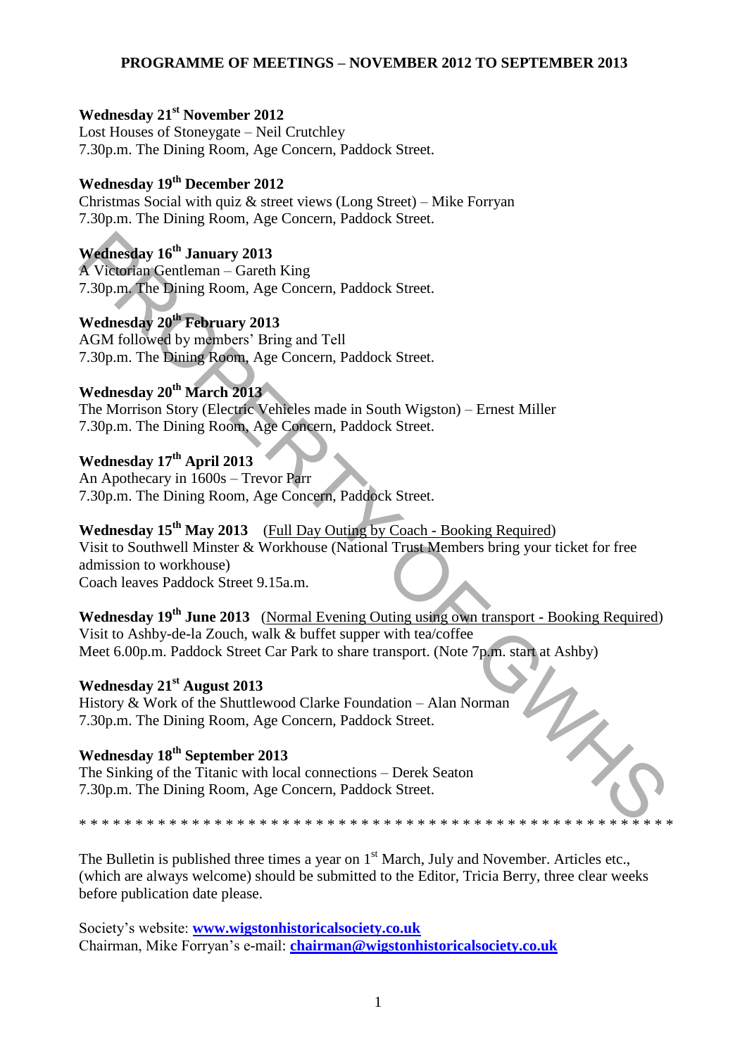# PROGRAMME OF MEETINGS – NOVEMBER 2012 TO SEPTEMBER 2013

**Wednesday 21st November 2012**
Lost Houses of Stoneygate – Neil Crutchley
7.30p.m. The Dining Room, Age Concern, Paddock Street.

**Wednesday 19th December 2012**
Christmas Social with quiz & street views (Long Street) – Mike Forryan
7.30p.m. The Dining Room, Age Concern, Paddock Street.

**Wednesday 16th January 2013**
A Victorian Gentleman – Gareth King
7.30p.m. The Dining Room, Age Concern, Paddock Street.

**Wednesday 20th February 2013**
AGM followed by members' Bring and Tell
7.30p.m. The Dining Room, Age Concern, Paddock Street.

**Wednesday 20th March 2013**
The Morrison Story (Electric Vehicles made in South Wigston) – Ernest Miller
7.30p.m. The Dining Room, Age Concern, Paddock Street.

**Wednesday 17th April 2013**
An Apothecary in 1600s – Trevor Parr
7.30p.m. The Dining Room, Age Concern, Paddock Street.

**Wednesday 15th May 2013** (Full Day Outing by Coach - Booking Required)
Visit to Southwell Minster & Workhouse (National Trust Members bring your ticket for free admission to workhouse)
Coach leaves Paddock Street 9.15a.m.

**Wednesday 19th June 2013** (Normal Evening Outing using own transport - Booking Required)
Visit to Ashby-de-la Zouch, walk & buffet supper with tea/coffee
Meet 6.00p.m. Paddock Street Car Park to share transport. (Note 7p.m. start at Ashby)

**Wednesday 21st August 2013**
History & Work of the Shuttlewood Clarke Foundation – Alan Norman
7.30p.m. The Dining Room, Age Concern, Paddock Street.

**Wednesday 18th September 2013**
The Sinking of the Titanic with local connections – Derek Seaton
7.30p.m. The Dining Room, Age Concern, Paddock Street.

* * * * * * * * * * * * * * * * * * * * * * * * * * * * * * * * * * * * * * * * * * * * * * * * * * * *

The Bulletin is published three times a year on 1st March, July and November. Articles etc., (which are always welcome) should be submitted to the Editor, Tricia Berry, three clear weeks before publication date please.

Society's website: **www.wigstonhistoricalsociety.co.uk**
Chairman, Mike Forryan's e-mail: **chairman@wigstonhistoricalsociety.co.uk**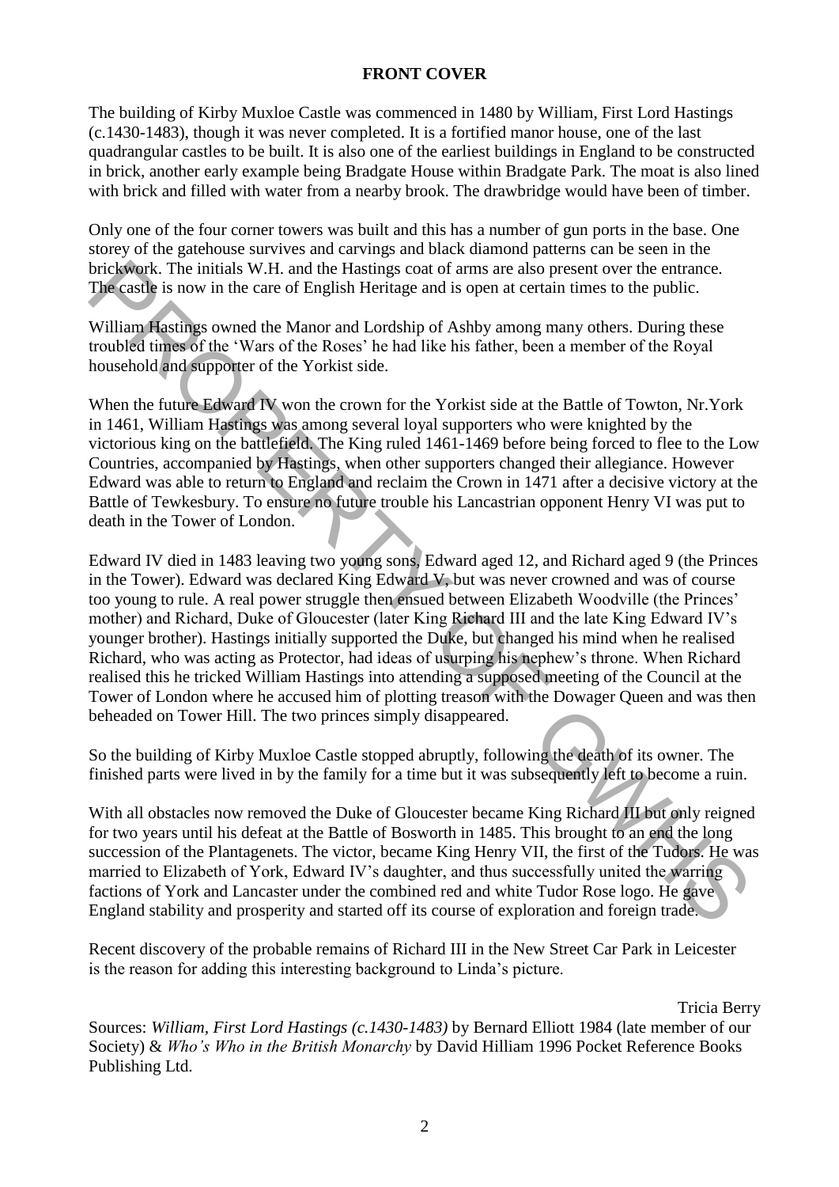## FRONT COVER

The building of Kirby Muxloe Castle was commenced in 1480 by William, First Lord Hastings (c.1430-1483), though it was never completed. It is a fortified manor house, one of the last quadrangular castles to be built. It is also one of the earliest buildings in England to be constructed in brick, another early example being Bradgate House within Bradgate Park. The moat is also lined with brick and filled with water from a nearby brook. The drawbridge would have been of timber.

Only one of the four corner towers was built and this has a number of gun ports in the base. One storey of the gatehouse survives and carvings and black diamond patterns can be seen in the brickwork. The initials W.H. and the Hastings coat of arms are also present over the entrance. The castle is now in the care of English Heritage and is open at certain times to the public.

William Hastings owned the Manor and Lordship of Ashby among many others. During these troubled times of the 'Wars of the Roses' he had like his father, been a member of the Royal household and supporter of the Yorkist side.

When the future Edward IV won the crown for the Yorkist side at the Battle of Towton, Nr.York in 1461, William Hastings was among several loyal supporters who were knighted by the victorious king on the battlefield. The King ruled 1461-1469 before being forced to flee to the Low Countries, accompanied by Hastings, when other supporters changed their allegiance. However Edward was able to return to England and reclaim the Crown in 1471 after a decisive victory at the Battle of Tewkesbury. To ensure no future trouble his Lancastrian opponent Henry VI was put to death in the Tower of London.

Edward IV died in 1483 leaving two young sons, Edward aged 12, and Richard aged 9 (the Princes in the Tower). Edward was declared King Edward V, but was never crowned and was of course too young to rule. A real power struggle then ensued between Elizabeth Woodville (the Princes' mother) and Richard, Duke of Gloucester (later King Richard III and the late King Edward IV's younger brother). Hastings initially supported the Duke, but changed his mind when he realised Richard, who was acting as Protector, had ideas of usurping his nephew's throne. When Richard realised this he tricked William Hastings into attending a supposed meeting of the Council at the Tower of London where he accused him of plotting treason with the Dowager Queen and was then beheaded on Tower Hill. The two princes simply disappeared.

So the building of Kirby Muxloe Castle stopped abruptly, following the death of its owner. The finished parts were lived in by the family for a time but it was subsequently left to become a ruin.

With all obstacles now removed the Duke of Gloucester became King Richard III but only reigned for two years until his defeat at the Battle of Bosworth in 1485. This brought to an end the long succession of the Plantagenets. The victor, became King Henry VII, the first of the Tudors. He was married to Elizabeth of York, Edward IV's daughter, and thus successfully united the warring factions of York and Lancaster under the combined red and white Tudor Rose logo. He gave England stability and prosperity and started off its course of exploration and foreign trade.

Recent discovery of the probable remains of Richard III in the New Street Car Park in Leicester is the reason for adding this interesting background to Linda's picture.

Tricia Berry

Sources: *William, First Lord Hastings (c.1430-1483)* by Bernard Elliott 1984 (late member of our Society) & *Who's Who in the British Monarchy* by David Hilliam 1996 Pocket Reference Books Publishing Ltd.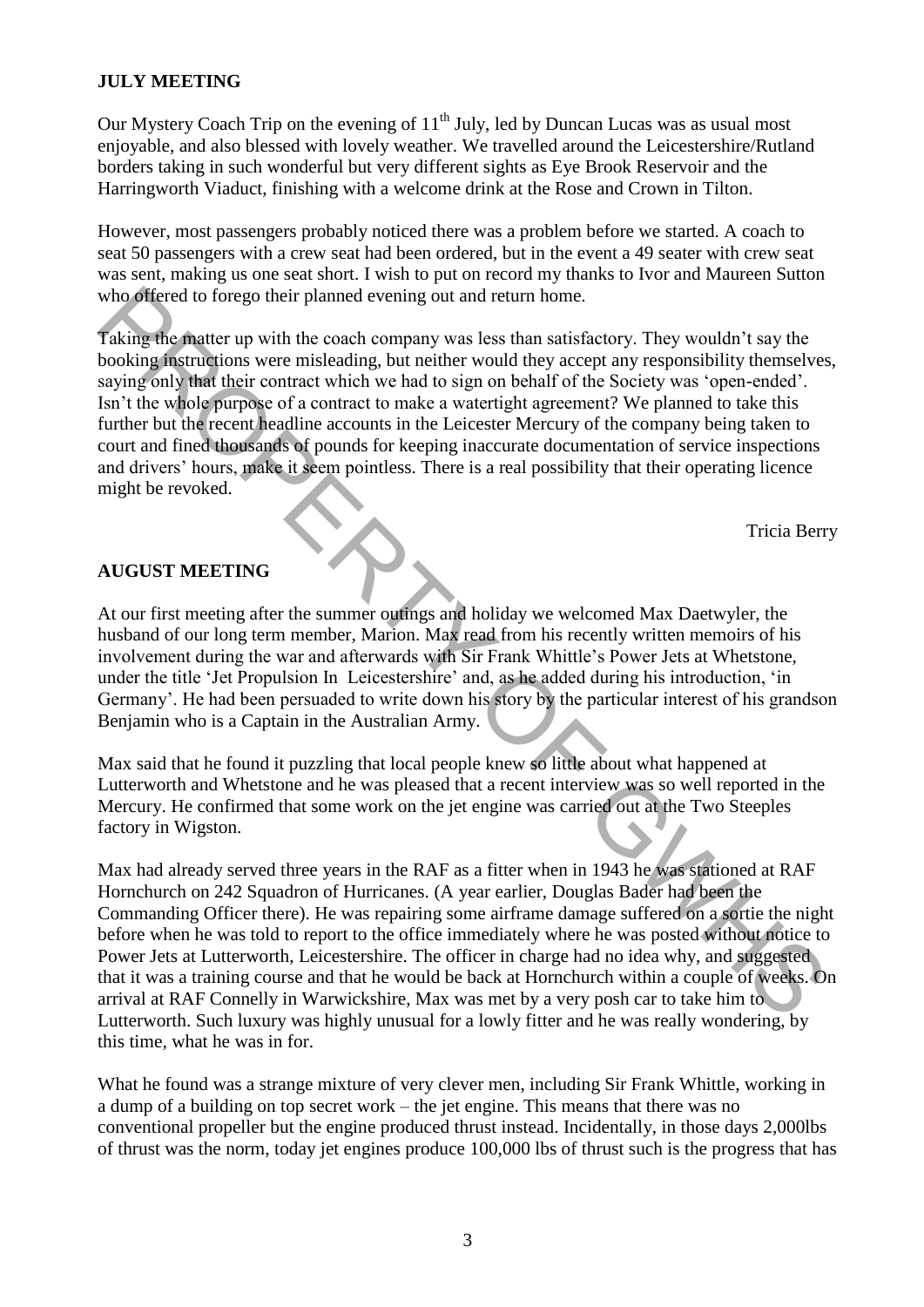**JULY MEETING**

Our Mystery Coach Trip on the evening of 11th July, led by Duncan Lucas was as usual most enjoyable, and also blessed with lovely weather. We travelled around the Leicestershire/Rutland borders taking in such wonderful but very different sights as Eye Brook Reservoir and the Harringworth Viaduct, finishing with a welcome drink at the Rose and Crown in Tilton.

However, most passengers probably noticed there was a problem before we started. A coach to seat 50 passengers with a crew seat had been ordered, but in the event a 49 seater with crew seat was sent, making us one seat short. I wish to put on record my thanks to Ivor and Maureen Sutton who offered to forego their planned evening out and return home.

Taking the matter up with the coach company was less than satisfactory. They wouldn't say the booking instructions were misleading, but neither would they accept any responsibility themselves, saying only that their contract which we had to sign on behalf of the Society was 'open-ended'. Isn't the whole purpose of a contract to make a watertight agreement? We planned to take this further but the recent headline accounts in the Leicester Mercury of the company being taken to court and fined thousands of pounds for keeping inaccurate documentation of service inspections and drivers' hours, make it seem pointless. There is a real possibility that their operating licence might be revoked.

Tricia Berry

**AUGUST MEETING**

At our first meeting after the summer outings and holiday we welcomed Max Daetwyler, the husband of our long term member, Marion. Max read from his recently written memoirs of his involvement during the war and afterwards with Sir Frank Whittle's Power Jets at Whetstone, under the title 'Jet Propulsion In Leicestershire' and, as he added during his introduction, 'in Germany'. He had been persuaded to write down his story by the particular interest of his grandson Benjamin who is a Captain in the Australian Army.

Max said that he found it puzzling that local people knew so little about what happened at Lutterworth and Whetstone and he was pleased that a recent interview was so well reported in the Mercury. He confirmed that some work on the jet engine was carried out at the Two Steeples factory in Wigston.

Max had already served three years in the RAF as a fitter when in 1943 he was stationed at RAF Hornchurch on 242 Squadron of Hurricanes. (A year earlier, Douglas Bader had been the Commanding Officer there). He was repairing some airframe damage suffered on a sortie the night before when he was told to report to the office immediately where he was posted without notice to Power Jets at Lutterworth, Leicestershire. The officer in charge had no idea why, and suggested that it was a training course and that he would be back at Hornchurch within a couple of weeks. On arrival at RAF Connelly in Warwickshire, Max was met by a very posh car to take him to Lutterworth. Such luxury was highly unusual for a lowly fitter and he was really wondering, by this time, what he was in for.

What he found was a strange mixture of very clever men, including Sir Frank Whittle, working in a dump of a building on top secret work – the jet engine. This means that there was no conventional propeller but the engine produced thrust instead. Incidentally, in those days 2,000lbs of thrust was the norm, today jet engines produce 100,000 lbs of thrust such is the progress that has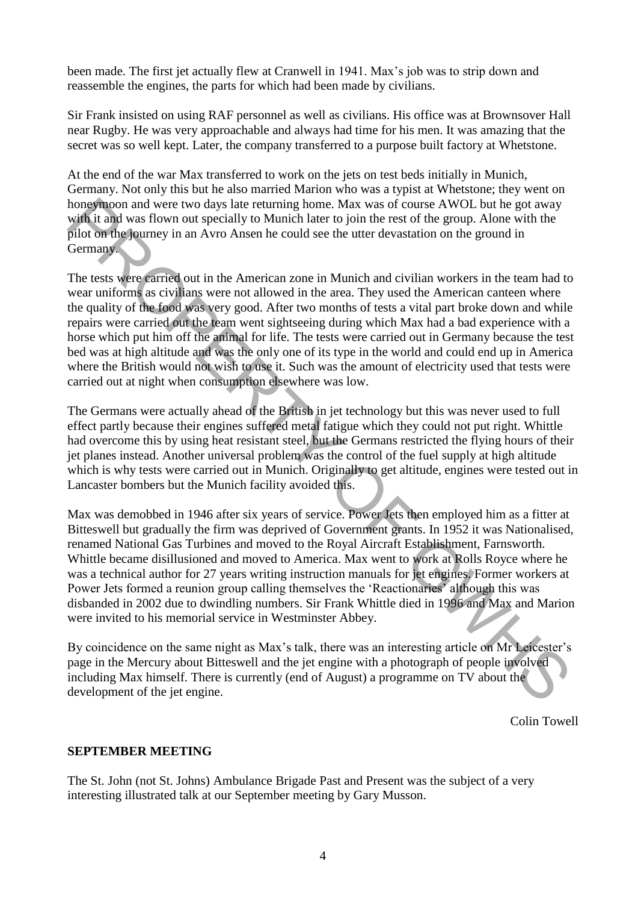been made. The first jet actually flew at Cranwell in 1941. Max's job was to strip down and reassemble the engines, the parts for which had been made by civilians.

Sir Frank insisted on using RAF personnel as well as civilians. His office was at Brownsover Hall near Rugby. He was very approachable and always had time for his men. It was amazing that the secret was so well kept. Later, the company transferred to a purpose built factory at Whetstone.

At the end of the war Max transferred to work on the jets on test beds initially in Munich, Germany. Not only this but he also married Marion who was a typist at Whetstone; they went on honeymoon and were two days late returning home. Max was of course AWOL but he got away with it and was flown out specially to Munich later to join the rest of the group. Alone with the pilot on the journey in an Avro Ansen he could see the utter devastation on the ground in Germany.

The tests were carried out in the American zone in Munich and civilian workers in the team had to wear uniforms as civilians were not allowed in the area. They used the American canteen where the quality of the food was very good. After two months of tests a vital part broke down and while repairs were carried out the team went sightseeing during which Max had a bad experience with a horse which put him off the animal for life. The tests were carried out in Germany because the test bed was at high altitude and was the only one of its type in the world and could end up in America where the British would not wish to use it. Such was the amount of electricity used that tests were carried out at night when consumption elsewhere was low.

The Germans were actually ahead of the British in jet technology but this was never used to full effect partly because their engines suffered metal fatigue which they could not put right. Whittle had overcome this by using heat resistant steel, but the Germans restricted the flying hours of their jet planes instead. Another universal problem was the control of the fuel supply at high altitude which is why tests were carried out in Munich. Originally to get altitude, engines were tested out in Lancaster bombers but the Munich facility avoided this.

Max was demobbed in 1946 after six years of service. Power Jets then employed him as a fitter at Bitteswell but gradually the firm was deprived of Government grants. In 1952 it was Nationalised, renamed National Gas Turbines and moved to the Royal Aircraft Establishment, Farnsworth. Whittle became disillusioned and moved to America. Max went to work at Rolls Royce where he was a technical author for 27 years writing instruction manuals for jet engines. Former workers at Power Jets formed a reunion group calling themselves the 'Reactionaries' although this was disbanded in 2002 due to dwindling numbers. Sir Frank Whittle died in 1996 and Max and Marion were invited to his memorial service in Westminster Abbey.

By coincidence on the same night as Max's talk, there was an interesting article on Mr Leicester's page in the Mercury about Bitteswell and the jet engine with a photograph of people involved including Max himself. There is currently (end of August) a programme on TV about the development of the jet engine.

Colin Towell

**SEPTEMBER MEETING**

The St. John (not St. Johns) Ambulance Brigade Past and Present was the subject of a very interesting illustrated talk at our September meeting by Gary Musson.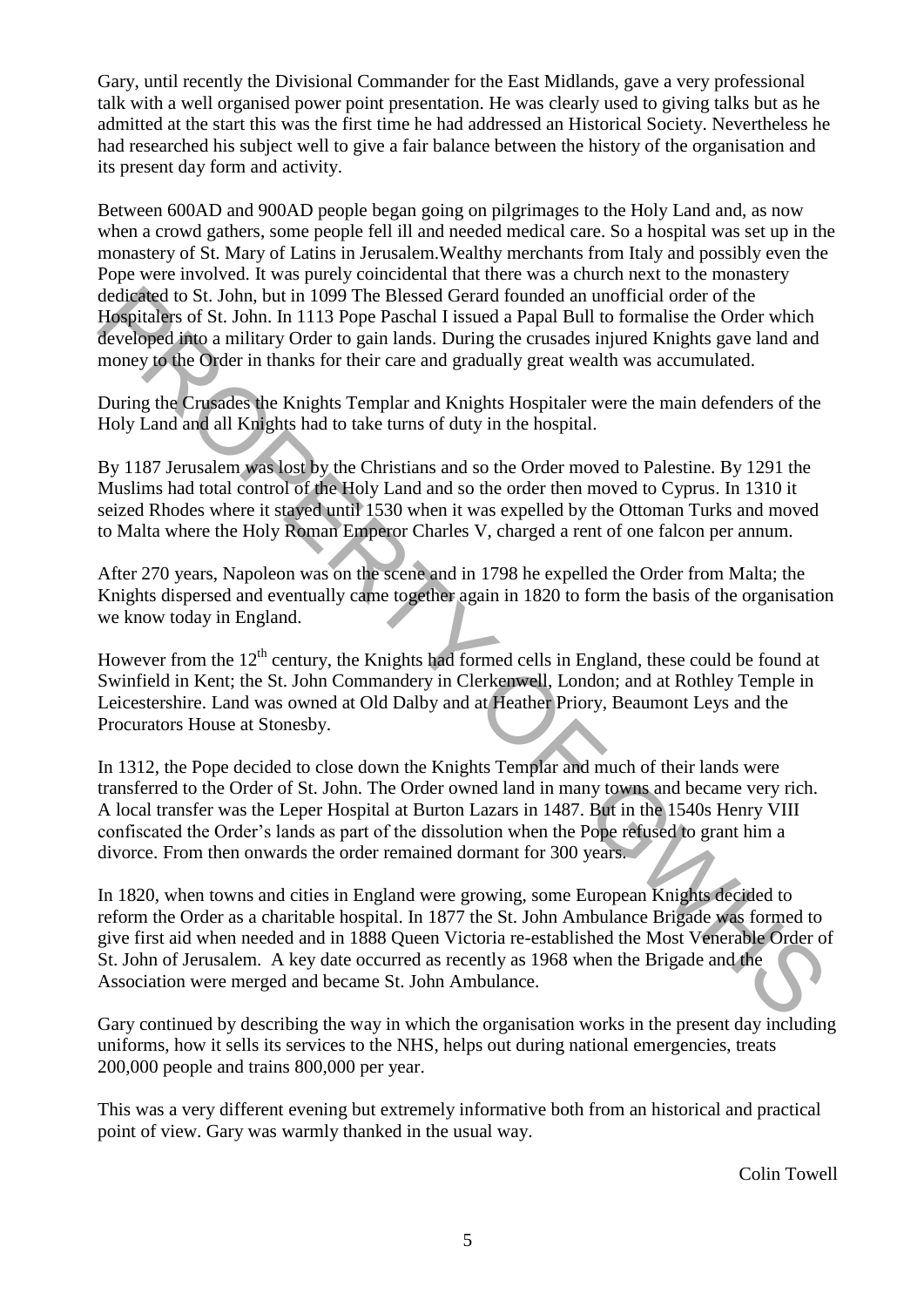Gary, until recently the Divisional Commander for the East Midlands, gave a very professional talk with a well organised power point presentation. He was clearly used to giving talks but as he admitted at the start this was the first time he had addressed an Historical Society. Nevertheless he had researched his subject well to give a fair balance between the history of the organisation and its present day form and activity.

Between 600AD and 900AD people began going on pilgrimages to the Holy Land and, as now when a crowd gathers, some people fell ill and needed medical care. So a hospital was set up in the monastery of St. Mary of Latins in Jerusalem.Wealthy merchants from Italy and possibly even the Pope were involved. It was purely coincidental that there was a church next to the monastery dedicated to St. John, but in 1099 The Blessed Gerard founded an unofficial order of the Hospitalers of St. John. In 1113 Pope Paschal I issued a Papal Bull to formalise the Order which developed into a military Order to gain lands. During the crusades injured Knights gave land and money to the Order in thanks for their care and gradually great wealth was accumulated.

During the Crusades the Knights Templar and Knights Hospitaler were the main defenders of the Holy Land and all Knights had to take turns of duty in the hospital.

By 1187 Jerusalem was lost by the Christians and so the Order moved to Palestine. By 1291 the Muslims had total control of the Holy Land and so the order then moved to Cyprus. In 1310 it seized Rhodes where it stayed until 1530 when it was expelled by the Ottoman Turks and moved to Malta where the Holy Roman Emperor Charles V, charged a rent of one falcon per annum.

After 270 years, Napoleon was on the scene and in 1798 he expelled the Order from Malta; the Knights dispersed and eventually came together again in 1820 to form the basis of the organisation we know today in England.

However from the 12th century, the Knights had formed cells in England, these could be found at Swinfield in Kent; the St. John Commandery in Clerkenwell, London; and at Rothley Temple in Leicestershire. Land was owned at Old Dalby and at Heather Priory, Beaumont Leys and the Procurators House at Stonesby.

In 1312, the Pope decided to close down the Knights Templar and much of their lands were transferred to the Order of St. John. The Order owned land in many towns and became very rich. A local transfer was the Leper Hospital at Burton Lazars in 1487. But in the 1540s Henry VIII confiscated the Order's lands as part of the dissolution when the Pope refused to grant him a divorce. From then onwards the order remained dormant for 300 years.

In 1820, when towns and cities in England were growing, some European Knights decided to reform the Order as a charitable hospital. In 1877 the St. John Ambulance Brigade was formed to give first aid when needed and in 1888 Queen Victoria re-established the Most Venerable Order of St. John of Jerusalem. A key date occurred as recently as 1968 when the Brigade and the Association were merged and became St. John Ambulance.

Gary continued by describing the way in which the organisation works in the present day including uniforms, how it sells its services to the NHS, helps out during national emergencies, treats 200,000 people and trains 800,000 per year.

This was a very different evening but extremely informative both from an historical and practical point of view. Gary was warmly thanked in the usual way.

Colin Towell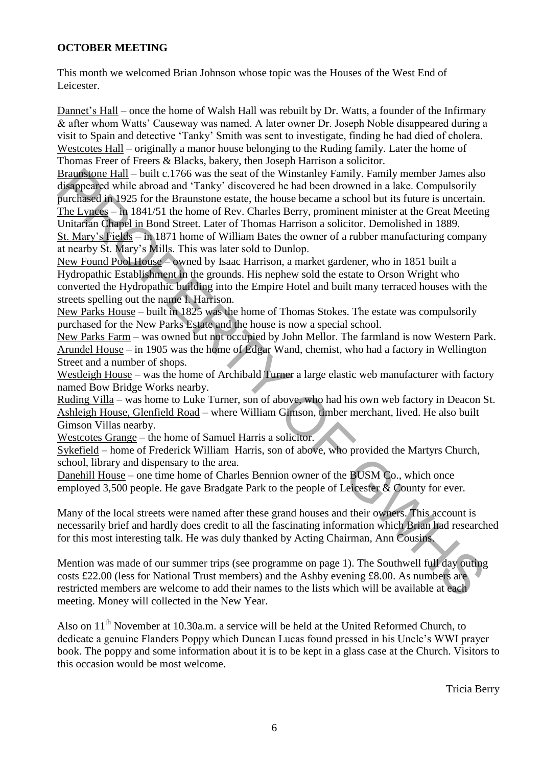**OCTOBER MEETING**

This month we welcomed Brian Johnson whose topic was the Houses of the West End of Leicester.

Dannet's Hall – once the home of Walsh Hall was rebuilt by Dr. Watts, a founder of the Infirmary & after whom Watts' Causeway was named. A later owner Dr. Joseph Noble disappeared during a visit to Spain and detective 'Tanky' Smith was sent to investigate, finding he had died of cholera.
Westcotes Hall – originally a manor house belonging to the Ruding family. Later the home of Thomas Freer of Freers & Blacks, bakery, then Joseph Harrison a solicitor.
Braunstone Hall – built c.1766 was the seat of the Winstanley Family. Family member James also disappeared while abroad and 'Tanky' discovered he had been drowned in a lake. Compulsorily purchased in 1925 for the Braunstone estate, the house became a school but its future is uncertain.
The Lynces – in 1841/51 the home of Rev. Charles Berry, prominent minister at the Great Meeting Unitarian Chapel in Bond Street. Later of Thomas Harrison a solicitor. Demolished in 1889.
St. Mary's Fields – in 1871 home of William Bates the owner of a rubber manufacturing company at nearby St. Mary's Mills. This was later sold to Dunlop.
New Found Pool House – owned by Isaac Harrison, a market gardener, who in 1851 built a Hydropathic Establishment in the grounds. His nephew sold the estate to Orson Wright who converted the Hydropathic building into the Empire Hotel and built many terraced houses with the streets spelling out the name I. Harrison.
New Parks House – built in 1825 was the home of Thomas Stokes. The estate was compulsorily purchased for the New Parks Estate and the house is now a special school.
New Parks Farm – was owned but not occupied by John Mellor. The farmland is now Western Park.
Arundel House – in 1905 was the home of Edgar Wand, chemist, who had a factory in Wellington Street and a number of shops.
Westleigh House – was the home of Archibald Turner a large elastic web manufacturer with factory named Bow Bridge Works nearby.
Ruding Villa – was home to Luke Turner, son of above, who had his own web factory in Deacon St.
Ashleigh House, Glenfield Road – where William Gimson, timber merchant, lived. He also built Gimson Villas nearby.
Westcotes Grange – the home of Samuel Harris a solicitor.
Sykefield – home of Frederick William Harris, son of above, who provided the Martyrs Church, school, library and dispensary to the area.
Danehill House – one time home of Charles Bennion owner of the BUSM Co., which once employed 3,500 people. He gave Bradgate Park to the people of Leicester & County for ever.

Many of the local streets were named after these grand houses and their owners. This account is necessarily brief and hardly does credit to all the fascinating information which Brian had researched for this most interesting talk. He was duly thanked by Acting Chairman, Ann Cousins.

Mention was made of our summer trips (see programme on page 1). The Southwell full day outing costs £22.00 (less for National Trust members) and the Ashby evening £8.00. As numbers are restricted members are welcome to add their names to the lists which will be available at each meeting. Money will collected in the New Year.

Also on 11th November at 10.30a.m. a service will be held at the United Reformed Church, to dedicate a genuine Flanders Poppy which Duncan Lucas found pressed in his Uncle's WWI prayer book. The poppy and some information about it is to be kept in a glass case at the Church. Visitors to this occasion would be most welcome.

Tricia Berry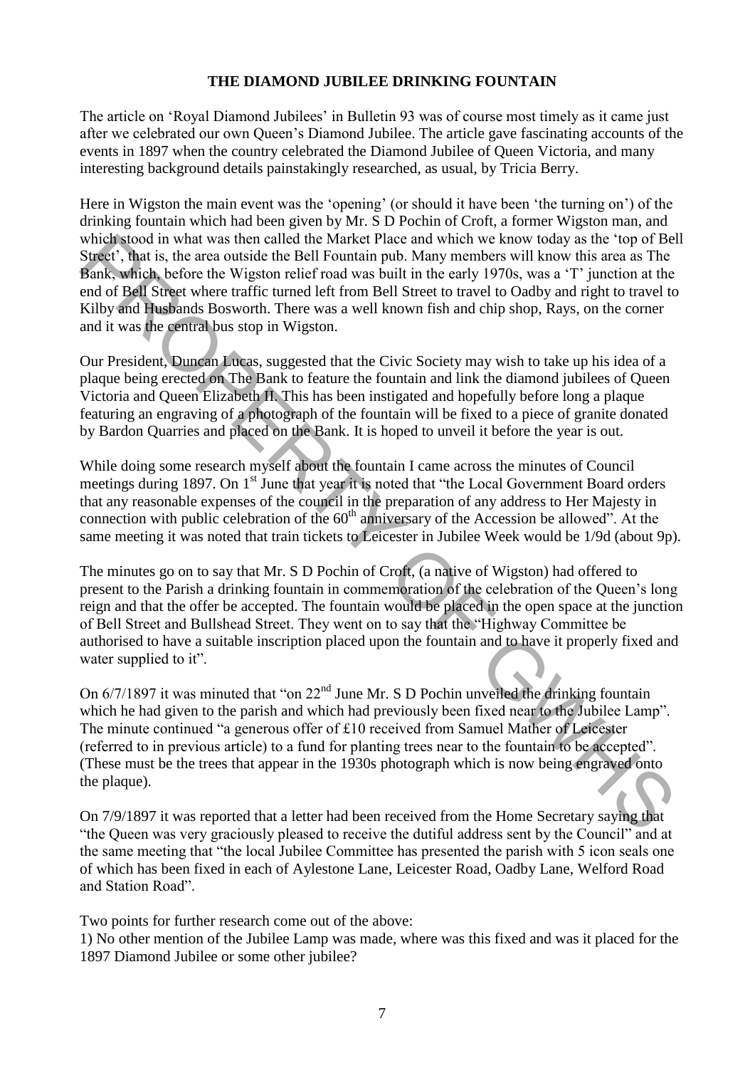**THE DIAMOND JUBILEE DRINKING FOUNTAIN**

The article on 'Royal Diamond Jubilees' in Bulletin 93 was of course most timely as it came just after we celebrated our own Queen's Diamond Jubilee. The article gave fascinating accounts of the events in 1897 when the country celebrated the Diamond Jubilee of Queen Victoria, and many interesting background details painstakingly researched, as usual, by Tricia Berry.

Here in Wigston the main event was the 'opening' (or should it have been 'the turning on') of the drinking fountain which had been given by Mr. S D Pochin of Croft, a former Wigston man, and which stood in what was then called the Market Place and which we know today as the 'top of Bell Street', that is, the area outside the Bell Fountain pub. Many members will know this area as The Bank, which, before the Wigston relief road was built in the early 1970s, was a 'T' junction at the end of Bell Street where traffic turned left from Bell Street to travel to Oadby and right to travel to Kilby and Husbands Bosworth. There was a well known fish and chip shop, Rays, on the corner and it was the central bus stop in Wigston.

Our President, Duncan Lucas, suggested that the Civic Society may wish to take up his idea of a plaque being erected on The Bank to feature the fountain and link the diamond jubilees of Queen Victoria and Queen Elizabeth II. This has been instigated and hopefully before long a plaque featuring an engraving of a photograph of the fountain will be fixed to a piece of granite donated by Bardon Quarries and placed on the Bank. It is hoped to unveil it before the year is out.

While doing some research myself about the fountain I came across the minutes of Council meetings during 1897. On 1st June that year it is noted that "the Local Government Board orders that any reasonable expenses of the council in the preparation of any address to Her Majesty in connection with public celebration of the 60th anniversary of the Accession be allowed". At the same meeting it was noted that train tickets to Leicester in Jubilee Week would be 1/9d (about 9p).

The minutes go on to say that Mr. S D Pochin of Croft, (a native of Wigston) had offered to present to the Parish a drinking fountain in commemoration of the celebration of the Queen's long reign and that the offer be accepted. The fountain would be placed in the open space at the junction of Bell Street and Bullshead Street. They went on to say that the "Highway Committee be authorised to have a suitable inscription placed upon the fountain and to have it properly fixed and water supplied to it".

On 6/7/1897 it was minuted that "on 22nd June Mr. S D Pochin unveiled the drinking fountain which he had given to the parish and which had previously been fixed near to the Jubilee Lamp". The minute continued "a generous offer of £10 received from Samuel Mather of Leicester (referred to in previous article) to a fund for planting trees near to the fountain to be accepted". (These must be the trees that appear in the 1930s photograph which is now being engraved onto the plaque).

On 7/9/1897 it was reported that a letter had been received from the Home Secretary saying that "the Queen was very graciously pleased to receive the dutiful address sent by the Council" and at the same meeting that "the local Jubilee Committee has presented the parish with 5 icon seals one of which has been fixed in each of Aylestone Lane, Leicester Road, Oadby Lane, Welford Road and Station Road".

Two points for further research come out of the above:

1) No other mention of the Jubilee Lamp was made, where was this fixed and was it placed for the 1897 Diamond Jubilee or some other jubilee?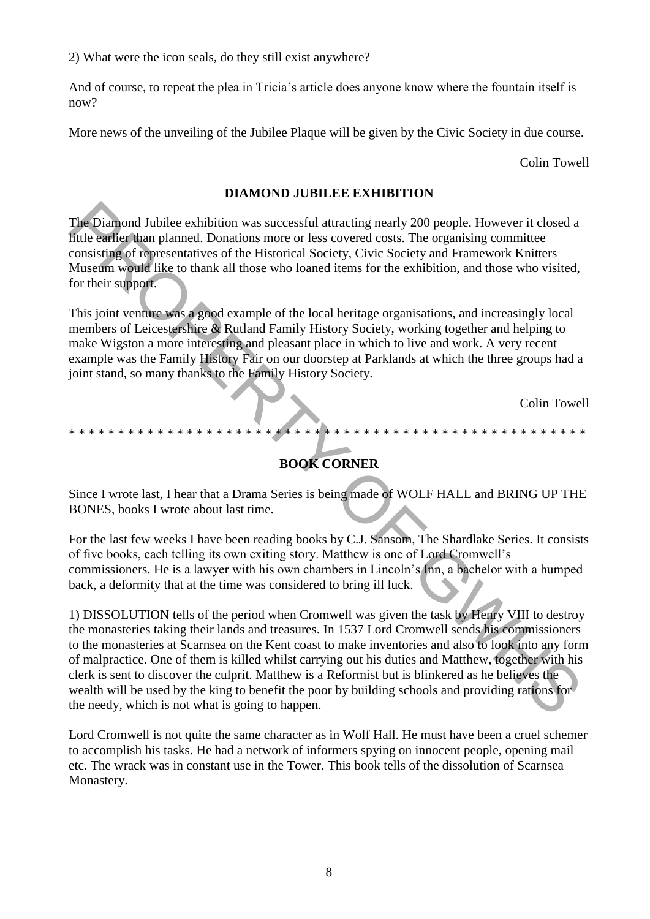2) What were the icon seals, do they still exist anywhere?

And of course, to repeat the plea in Tricia's article does anyone know where the fountain itself is now?

More news of the unveiling of the Jubilee Plaque will be given by the Civic Society in due course.

Colin Towell

## DIAMOND JUBILEE EXHIBITION

The Diamond Jubilee exhibition was successful attracting nearly 200 people. However it closed a little earlier than planned. Donations more or less covered costs. The organising committee consisting of representatives of the Historical Society, Civic Society and Framework Knitters Museum would like to thank all those who loaned items for the exhibition, and those who visited, for their support.

This joint venture was a good example of the local heritage organisations, and increasingly local members of Leicestershire & Rutland Family History Society, working together and helping to make Wigston a more interesting and pleasant place in which to live and work. A very recent example was the Family History Fair on our doorstep at Parklands at which the three groups had a joint stand, so many thanks to the Family History Society.

Colin Towell

* * * * * * * * * * * * * * * * * * * * * * * * * * * * * * * * * * * * * * * * * * * * * * * * * * *

## BOOK CORNER

Since I wrote last, I hear that a Drama Series is being made of WOLF HALL and BRING UP THE BONES, books I wrote about last time.

For the last few weeks I have been reading books by C.J. Sansom, The Shardlake Series. It consists of five books, each telling its own exiting story. Matthew is one of Lord Cromwell's commissioners. He is a lawyer with his own chambers in Lincoln's Inn, a bachelor with a humped back, a deformity that at the time was considered to bring ill luck.

1) DISSOLUTION tells of the period when Cromwell was given the task by Henry VIII to destroy the monasteries taking their lands and treasures. In 1537 Lord Cromwell sends his commissioners to the monasteries at Scarnsea on the Kent coast to make inventories and also to look into any form of malpractice. One of them is killed whilst carrying out his duties and Matthew, together with his clerk is sent to discover the culprit. Matthew is a Reformist but is blinkered as he believes the wealth will be used by the king to benefit the poor by building schools and providing rations for the needy, which is not what is going to happen.

Lord Cromwell is not quite the same character as in Wolf Hall. He must have been a cruel schemer to accomplish his tasks. He had a network of informers spying on innocent people, opening mail etc. The wrack was in constant use in the Tower. This book tells of the dissolution of Scarnsea Monastery.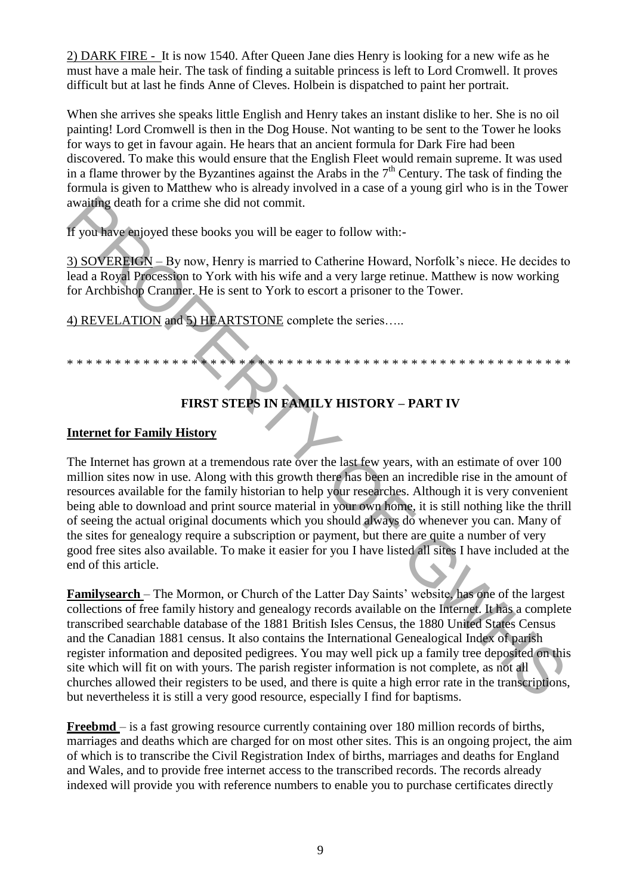2) DARK FIRE - It is now 1540. After Queen Jane dies Henry is looking for a new wife as he must have a male heir. The task of finding a suitable princess is left to Lord Cromwell. It proves difficult but at last he finds Anne of Cleves. Holbein is dispatched to paint her portrait.

When she arrives she speaks little English and Henry takes an instant dislike to her. She is no oil painting! Lord Cromwell is then in the Dog House. Not wanting to be sent to the Tower he looks for ways to get in favour again. He hears that an ancient formula for Dark Fire had been discovered. To make this would ensure that the English Fleet would remain supreme. It was used in a flame thrower by the Byzantines against the Arabs in the 7th Century. The task of finding the formula is given to Matthew who is already involved in a case of a young girl who is in the Tower awaiting death for a crime she did not commit.

If you have enjoyed these books you will be eager to follow with:-

3) SOVEREIGN – By now, Henry is married to Catherine Howard, Norfolk's niece. He decides to lead a Royal Procession to York with his wife and a very large retinue. Matthew is now working for Archbishop Cranmer. He is sent to York to escort a prisoner to the Tower.

4) REVELATION and 5) HEARTSTONE complete the series…..

* * * * * * * * * * * * * * * * * * * * * * * * * * * * * * * * * * * * * * * * * * * * * * * * * * * *

## FIRST STEPS IN FAMILY HISTORY – PART IV

### Internet for Family History

The Internet has grown at a tremendous rate over the last few years, with an estimate of over 100 million sites now in use. Along with this growth there has been an incredible rise in the amount of resources available for the family historian to help your researches. Although it is very convenient being able to download and print source material in your own home, it is still nothing like the thrill of seeing the actual original documents which you should always do whenever you can. Many of the sites for genealogy require a subscription or payment, but there are quite a number of very good free sites also available. To make it easier for you I have listed all sites I have included at the end of this article.

**Familysearch** – The Mormon, or Church of the Latter Day Saints' website, has one of the largest collections of free family history and genealogy records available on the Internet. It has a complete transcribed searchable database of the 1881 British Isles Census, the 1880 United States Census and the Canadian 1881 census. It also contains the International Genealogical Index of parish register information and deposited pedigrees. You may well pick up a family tree deposited on this site which will fit on with yours. The parish register information is not complete, as not all churches allowed their registers to be used, and there is quite a high error rate in the transcriptions, but nevertheless it is still a very good resource, especially I find for baptisms.

**Freebmd** – is a fast growing resource currently containing over 180 million records of births, marriages and deaths which are charged for on most other sites. This is an ongoing project, the aim of which is to transcribe the Civil Registration Index of births, marriages and deaths for England and Wales, and to provide free internet access to the transcribed records. The records already indexed will provide you with reference numbers to enable you to purchase certificates directly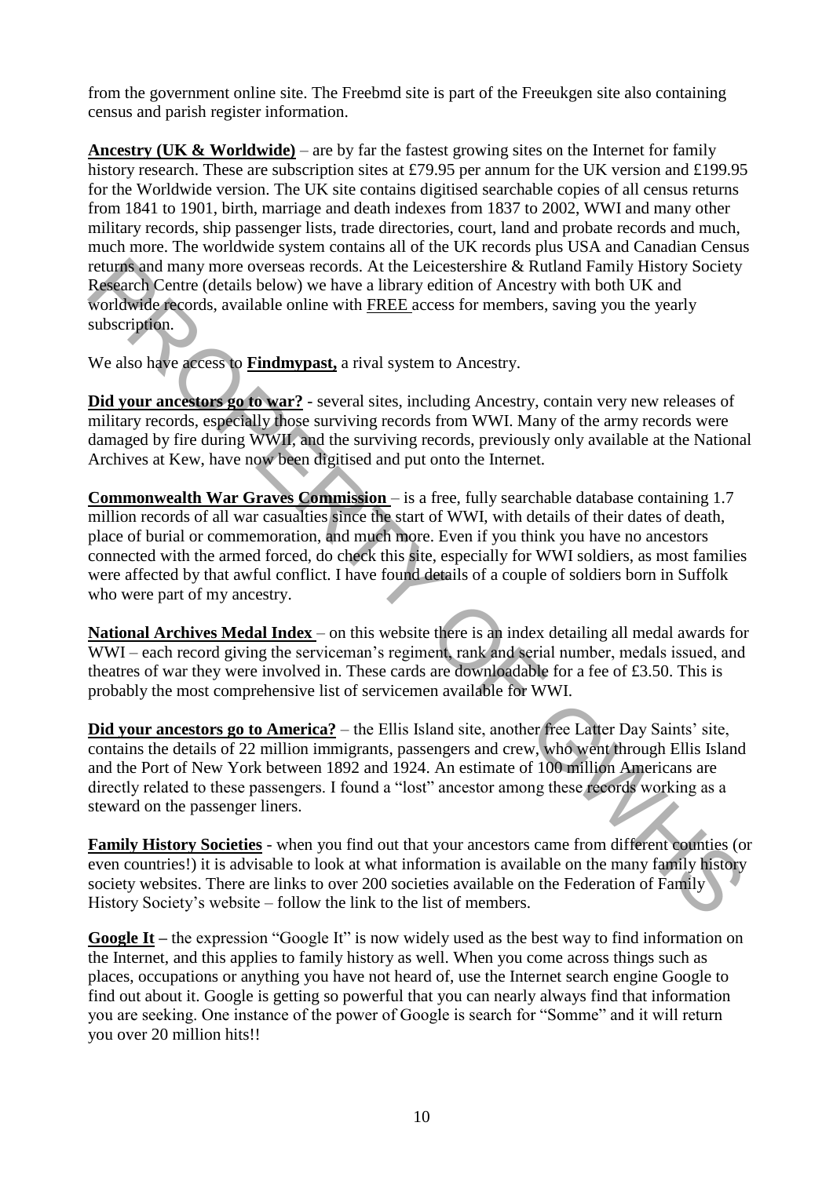from the government online site. The Freebmd site is part of the Freeukgen site also containing census and parish register information.

**Ancestry (UK & Worldwide)** – are by far the fastest growing sites on the Internet for family history research. These are subscription sites at £79.95 per annum for the UK version and £199.95 for the Worldwide version. The UK site contains digitised searchable copies of all census returns from 1841 to 1901, birth, marriage and death indexes from 1837 to 2002, WWI and many other military records, ship passenger lists, trade directories, court, land and probate records and much, much more. The worldwide system contains all of the UK records plus USA and Canadian Census returns and many more overseas records. At the Leicestershire & Rutland Family History Society Research Centre (details below) we have a library edition of Ancestry with both UK and worldwide records, available online with FREE access for members, saving you the yearly subscription.

We also have access to **Findmypast,** a rival system to Ancestry.

**Did your ancestors go to war?** - several sites, including Ancestry, contain very new releases of military records, especially those surviving records from WWI. Many of the army records were damaged by fire during WWII, and the surviving records, previously only available at the National Archives at Kew, have now been digitised and put onto the Internet.

**Commonwealth War Graves Commission** – is a free, fully searchable database containing 1.7 million records of all war casualties since the start of WWI, with details of their dates of death, place of burial or commemoration, and much more. Even if you think you have no ancestors connected with the armed forced, do check this site, especially for WWI soldiers, as most families were affected by that awful conflict. I have found details of a couple of soldiers born in Suffolk who were part of my ancestry.

**National Archives Medal Index** – on this website there is an index detailing all medal awards for WWI – each record giving the serviceman's regiment, rank and serial number, medals issued, and theatres of war they were involved in. These cards are downloadable for a fee of £3.50. This is probably the most comprehensive list of servicemen available for WWI.

**Did your ancestors go to America?** – the Ellis Island site, another free Latter Day Saints' site, contains the details of 22 million immigrants, passengers and crew, who went through Ellis Island and the Port of New York between 1892 and 1924. An estimate of 100 million Americans are directly related to these passengers. I found a "lost" ancestor among these records working as a steward on the passenger liners.

**Family History Societies** - when you find out that your ancestors came from different counties (or even countries!) it is advisable to look at what information is available on the many family history society websites. There are links to over 200 societies available on the Federation of Family History Society's website – follow the link to the list of members.

**Google It** – the expression "Google It" is now widely used as the best way to find information on the Internet, and this applies to family history as well. When you come across things such as places, occupations or anything you have not heard of, use the Internet search engine Google to find out about it. Google is getting so powerful that you can nearly always find that information you are seeking. One instance of the power of Google is search for "Somme" and it will return you over 20 million hits!!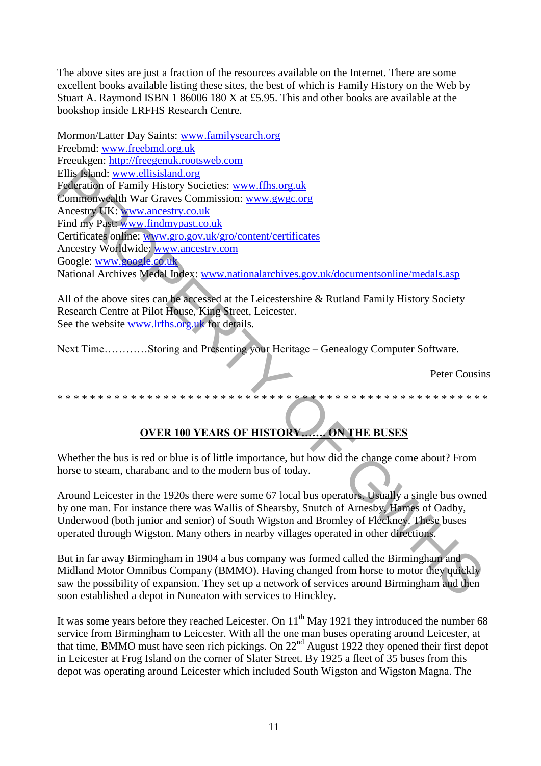The above sites are just a fraction of the resources available on the Internet. There are some excellent books available listing these sites, the best of which is Family History on the Web by Stuart A. Raymond ISBN 1 86006 180 X at £5.95. This and other books are available at the bookshop inside LRFHS Research Centre.

Mormon/Latter Day Saints: www.familysearch.org
Freebmd: www.freebmd.org.uk
Freeukgen: http://freegenuk.rootsweb.com
Ellis Island: www.ellisisland.org
Federation of Family History Societies: www.ffhs.org.uk
Commonwealth War Graves Commission: www.gwgc.org
Ancestry UK: www.ancestry.co.uk
Find my Past: www.findmypast.co.uk
Certificates online: www.gro.gov.uk/gro/content/certificates
Ancestry Worldwide: www.ancestry.com
Google: www.google.co.uk
National Archives Medal Index: www.nationalarchives.gov.uk/documentsonline/medals.asp

All of the above sites can be accessed at the Leicestershire & Rutland Family History Society Research Centre at Pilot House, King Street, Leicester.
See the website www.lrfhs.org.uk for details.

Next Time…………Storing and Presenting your Heritage – Genealogy Computer Software.

Peter Cousins

* * * * * * * * * * * * * * * * * * * * * * * * * * * * * * * * * * * * * * * * * * * * * * * * * *

## OVER 100 YEARS OF HISTORY……. ON THE BUSES

Whether the bus is red or blue is of little importance, but how did the change come about? From horse to steam, charabanc and to the modern bus of today.

Around Leicester in the 1920s there were some 67 local bus operators. Usually a single bus owned by one man. For instance there was Wallis of Shearsby, Snutch of Arnesby, Hames of Oadby, Underwood (both junior and senior) of South Wigston and Bromley of Fleckney. These buses operated through Wigston. Many others in nearby villages operated in other directions.

But in far away Birmingham in 1904 a bus company was formed called the Birmingham and Midland Motor Omnibus Company (BMMO). Having changed from horse to motor they quickly saw the possibility of expansion. They set up a network of services around Birmingham and then soon established a depot in Nuneaton with services to Hinckley.

It was some years before they reached Leicester. On 11th May 1921 they introduced the number 68 service from Birmingham to Leicester. With all the one man buses operating around Leicester, at that time, BMMO must have seen rich pickings. On 22nd August 1922 they opened their first depot in Leicester at Frog Island on the corner of Slater Street. By 1925 a fleet of 35 buses from this depot was operating around Leicester which included South Wigston and Wigston Magna. The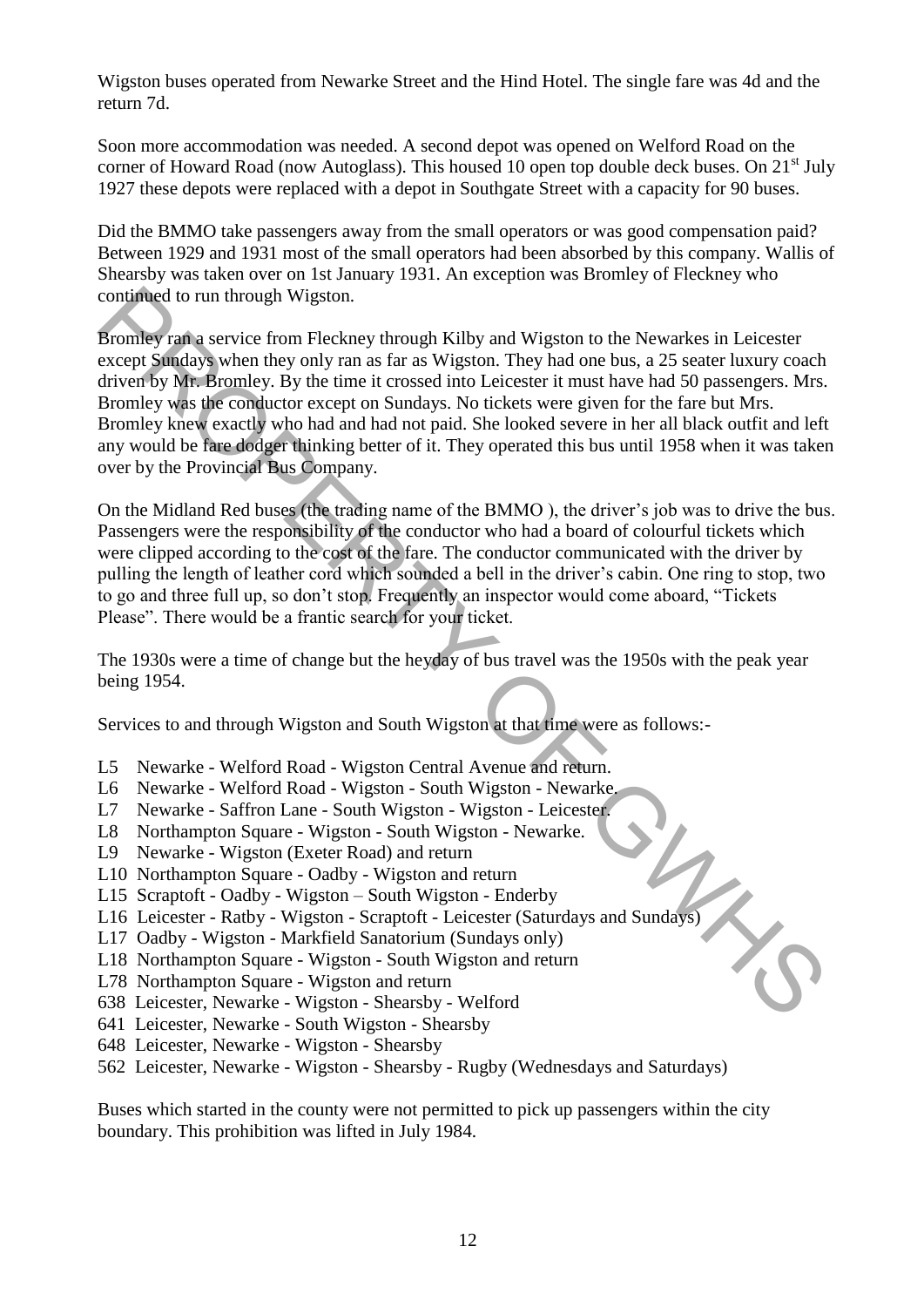Wigston buses operated from Newarke Street and the Hind Hotel. The single fare was 4d and the return 7d.

Soon more accommodation was needed. A second depot was opened on Welford Road on the corner of Howard Road (now Autoglass). This housed 10 open top double deck buses. On 21st July 1927 these depots were replaced with a depot in Southgate Street with a capacity for 90 buses.

Did the BMMO take passengers away from the small operators or was good compensation paid? Between 1929 and 1931 most of the small operators had been absorbed by this company. Wallis of Shearsby was taken over on 1st January 1931. An exception was Bromley of Fleckney who continued to run through Wigston.

Bromley ran a service from Fleckney through Kilby and Wigston to the Newarkes in Leicester except Sundays when they only ran as far as Wigston. They had one bus, a 25 seater luxury coach driven by Mr. Bromley. By the time it crossed into Leicester it must have had 50 passengers. Mrs. Bromley was the conductor except on Sundays. No tickets were given for the fare but Mrs. Bromley knew exactly who had and had not paid. She looked severe in her all black outfit and left any would be fare dodger thinking better of it. They operated this bus until 1958 when it was taken over by the Provincial Bus Company.

On the Midland Red buses (the trading name of the BMMO ), the driver's job was to drive the bus. Passengers were the responsibility of the conductor who had a board of colourful tickets which were clipped according to the cost of the fare. The conductor communicated with the driver by pulling the length of leather cord which sounded a bell in the driver's cabin. One ring to stop, two to go and three full up, so don't stop. Frequently an inspector would come aboard, "Tickets Please". There would be a frantic search for your ticket.

The 1930s were a time of change but the heyday of bus travel was the 1950s with the peak year being 1954.

Services to and through Wigston and South Wigston at that time were as follows:-

- L5 Newarke - Welford Road - Wigston Central Avenue and return.
- L6 Newarke - Welford Road - Wigston - South Wigston - Newarke.
- L7 Newarke - Saffron Lane - South Wigston - Wigston - Leicester.
- L8 Northampton Square - Wigston - South Wigston - Newarke.
- L9 Newarke - Wigston (Exeter Road) and return
- L10 Northampton Square - Oadby - Wigston and return
- L15 Scraptoft - Oadby - Wigston – South Wigston - Enderby
- L16 Leicester - Ratby - Wigston - Scraptoft - Leicester (Saturdays and Sundays)
- L17 Oadby - Wigston - Markfield Sanatorium (Sundays only)
- L18 Northampton Square - Wigston - South Wigston and return
- L78 Northampton Square - Wigston and return
- 638 Leicester, Newarke - Wigston - Shearsby - Welford
- 641 Leicester, Newarke - South Wigston - Shearsby
- 648 Leicester, Newarke - Wigston - Shearsby
- 562 Leicester, Newarke - Wigston - Shearsby - Rugby (Wednesdays and Saturdays)

Buses which started in the county were not permitted to pick up passengers within the city boundary. This prohibition was lifted in July 1984.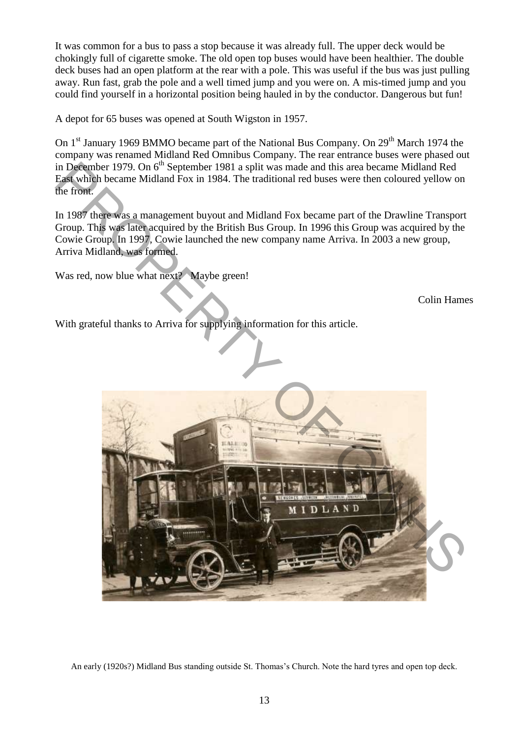It was common for a bus to pass a stop because it was already full. The upper deck would be chokingly full of cigarette smoke. The old open top buses would have been healthier. The double deck buses had an open platform at the rear with a pole. This was useful if the bus was just pulling away. Run fast, grab the pole and a well timed jump and you were on. A mis-timed jump and you could find yourself in a horizontal position being hauled in by the conductor. Dangerous but fun!

A depot for 65 buses was opened at South Wigston in 1957.

On 1st January 1969 BMMO became part of the National Bus Company. On 29th March 1974 the company was renamed Midland Red Omnibus Company. The rear entrance buses were phased out in December 1979. On 6th September 1981 a split was made and this area became Midland Red East which became Midland Fox in 1984. The traditional red buses were then coloured yellow on the front.

In 1987 there was a management buyout and Midland Fox became part of the Drawline Transport Group. This was later acquired by the British Bus Group. In 1996 this Group was acquired by the Cowie Group. In 1997, Cowie launched the new company name Arriva. In 2003 a new group, Arriva Midland, was formed.

Was red, now blue what next? Maybe green!

Colin Hames

With grateful thanks to Arriva for supplying information for this article.

An early (1920s?) Midland Bus standing outside St. Thomas's Church. Note the hard tyres and open top deck.